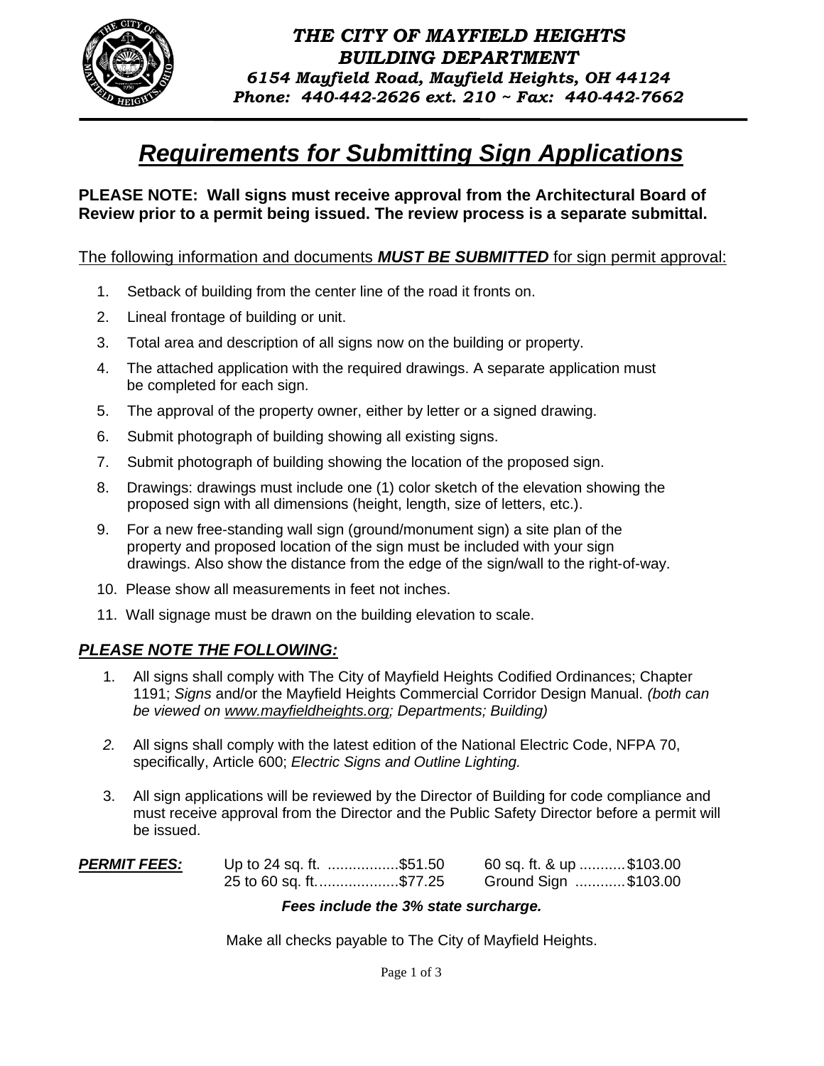**THE CITY OF MAYFIELD HEIGHTS**
**BUILDING DEPARTMENT**
*6154 Mayfield Road, Mayfield Heights, OH 44124*
*Phone: 440-442-2626 ext. 210 ~ Fax: 440-442-7662*

# *Requirements for Submitting Sign Applications*

**PLEASE NOTE: Wall signs must receive approval from the Architectural Board of Review prior to a permit being issued. The review process is a separate submittal.**

The following information and documents ***MUST BE SUBMITTED*** for sign permit approval:

1. Setback of building from the center line of the road it fronts on.
2. Lineal frontage of building or unit.
3. Total area and description of all signs now on the building or property.
4. The attached application with the required drawings. A separate application must be completed for each sign.
5. The approval of the property owner, either by letter or a signed drawing.
6. Submit photograph of building showing all existing signs.
7. Submit photograph of building showing the location of the proposed sign.
8. Drawings: drawings must include one (1) color sketch of the elevation showing the proposed sign with all dimensions (height, length, size of letters, etc.).
9. For a new free-standing wall sign (ground/monument sign) a site plan of the property and proposed location of the sign must be included with your sign drawings. Also show the distance from the edge of the sign/wall to the right-of-way.
10. Please show all measurements in feet not inches.
11. Wall signage must be drawn on the building elevation to scale.

## *PLEASE NOTE THE FOLLOWING:*

1. All signs shall comply with The City of Mayfield Heights Codified Ordinances; Chapter 1191; *Signs* and/or the Mayfield Heights Commercial Corridor Design Manual. *(both can be viewed on www.mayfieldheights.org; Departments; Building)*
2. All signs shall comply with the latest edition of the National Electric Code, NFPA 70, specifically, Article 600; *Electric Signs and Outline Lighting.*
3. All sign applications will be reviewed by the Director of Building for code compliance and must receive approval from the Director and the Public Safety Director before a permit will be issued.

***PERMIT FEES:***

| | |
|---|---|
| Up to 24 sq. ft. ................$51.50 | 60 sq. ft. & up ...........$103.00 |
| 25 to 60 sq. ft...................$77.25 | Ground Sign ............$103.00 |

***Fees include the 3% state surcharge.***

Make all checks payable to The City of Mayfield Heights.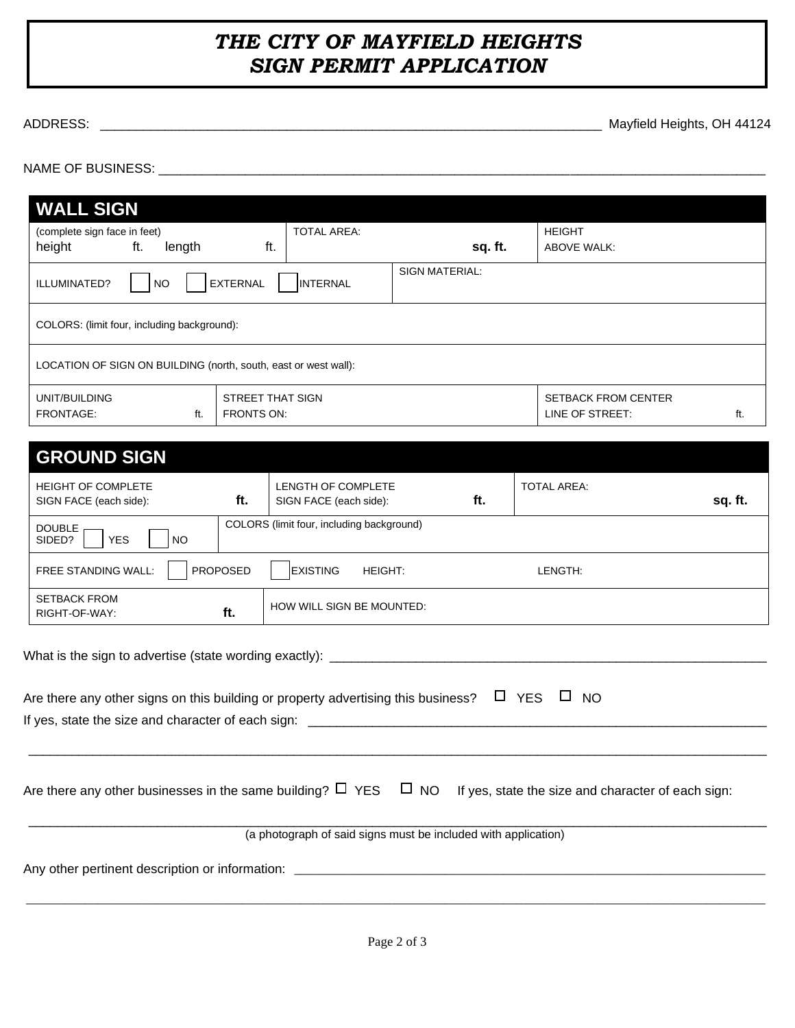# *THE CITY OF MAYFIELD HEIGHTS*
# *SIGN PERMIT APPLICATION*

ADDRESS: ______________________________________________________________________ Mayfield Heights, OH 44124

NAME OF BUSINESS: ____________________________________________________________________________________

## WALL SIGN

| (complete sign face in feet) height ft. length ft. | TOTAL AREA: **sq. ft.** | | HEIGHT ABOVE WALK: |
|---|---|---|---|
| ILLUMINATED? ☐ NO ☐ EXTERNAL ☐ INTERNAL | | SIGN MATERIAL: | |
| COLORS: (limit four, including background): | | | |
| LOCATION OF SIGN ON BUILDING (north, south, east or west wall): | | | |
| UNIT/BUILDING FRONTAGE: ft. | STREET THAT SIGN FRONTS ON: | | SETBACK FROM CENTER LINE OF STREET: ft. |

## GROUND SIGN

| HEIGHT OF COMPLETE SIGN FACE (each side): **ft.** | LENGTH OF COMPLETE SIGN FACE (each side): **ft.** | TOTAL AREA: **sq. ft.** |
|---|---|---|
| DOUBLE SIDED? ☐ YES ☐ NO | COLORS (limit four, including background) | |
| FREE STANDING WALL: ☐ PROPOSED ☐ EXISTING HEIGHT: | LENGTH: | |
| SETBACK FROM RIGHT-OF-WAY: **ft.** | HOW WILL SIGN BE MOUNTED: | |

What is the sign to advertise (state wording exactly): ____________________________________________________________

Are there any other signs on this building or property advertising this business? ☐ YES ☐ NO

If yes, state the size and character of each sign: ______________________________________________________________

____________________________________________________________________________________________________

Are there any other businesses in the same building? ☐ YES ☐ NO If yes, state the size and character of each sign:

____________________________________________________________________________________________________

(a photograph of said signs must be included with application)

Any other pertinent description or information: ___________________________________________________________

____________________________________________________________________________________________________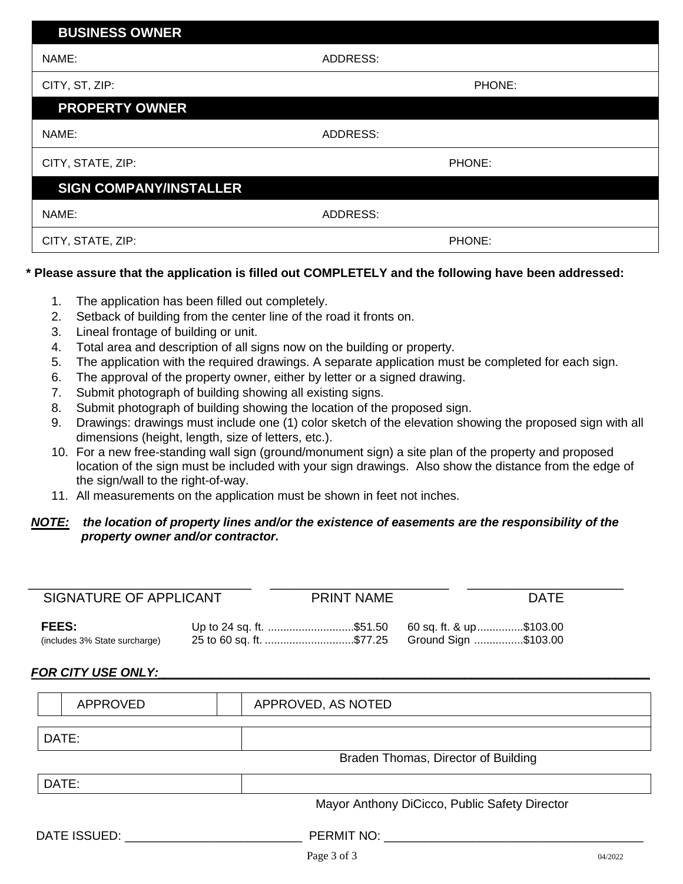| BUSINESS OWNER | |
|---|---|
| NAME: | ADDRESS: |
| CITY, ST, ZIP: | PHONE: |

| PROPERTY OWNER | |
|---|---|
| NAME: | ADDRESS: |
| CITY, STATE, ZIP: | PHONE: |

| SIGN COMPANY/INSTALLER | |
|---|---|
| NAME: | ADDRESS: |
| CITY, STATE, ZIP: | PHONE: |

**\* Please assure that the application is filled out COMPLETELY and the following have been addressed:**

1. The application has been filled out completely.
2. Setback of building from the center line of the road it fronts on.
3. Lineal frontage of building or unit.
4. Total area and description of all signs now on the building or property.
5. The application with the required drawings. A separate application must be completed for each sign.
6. The approval of the property owner, either by letter or a signed drawing.
7. Submit photograph of building showing all existing signs.
8. Submit photograph of building showing the location of the proposed sign.
9. Drawings: drawings must include one (1) color sketch of the elevation showing the proposed sign with all dimensions (height, length, size of letters, etc.).
10. For a new free-standing wall sign (ground/monument sign) a site plan of the property and proposed location of the sign must be included with your sign drawings. Also show the distance from the edge of the sign/wall to the right-of-way.
11. All measurements on the application must be shown in feet not inches.

***NOTE:*** ***the location of property lines and/or the existence of easements are the responsibility of the property owner and/or contractor.***

______________________________ ______________________________ ______________________________
SIGNATURE OF APPLICANT PRINT NAME DATE

| **FEES:** (includes 3% State surcharge) | Up to 24 sq. ft. ............................$51.50 | 60 sq. ft. & up...............$103.00 |
|---|---|---|
| | 25 to 60 sq. ft. .............................$77.25 | Ground Sign ................$103.00 |

***FOR CITY USE ONLY:***

| | | |
|---|---|---|
| ☐ APPROVED | ☐ APPROVED, AS NOTED | |
| DATE: | | |
| | Braden Thomas, Director of Building | |
| DATE: | | |
| | Mayor Anthony DiCicco, Public Safety Director | |

DATE ISSUED: ________________________ PERMIT NO: ____________________________________

04/2022